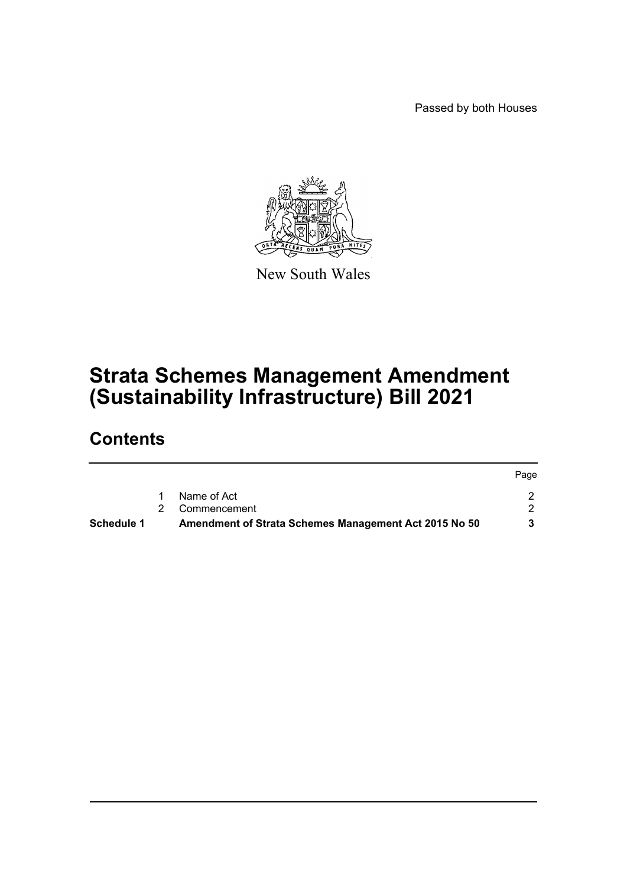Passed by both Houses

New South Wales

# Strata Schemes Management Amendment (Sustainability Infrastructure) Bill 2021

## Contents

| | | | Page |
|---|---|---|---|
| | 1 | Name of Act | 2 |
| | 2 | Commencement | 2 |
| **Schedule 1** | | **Amendment of Strata Schemes Management Act 2015 No 50** | **3** |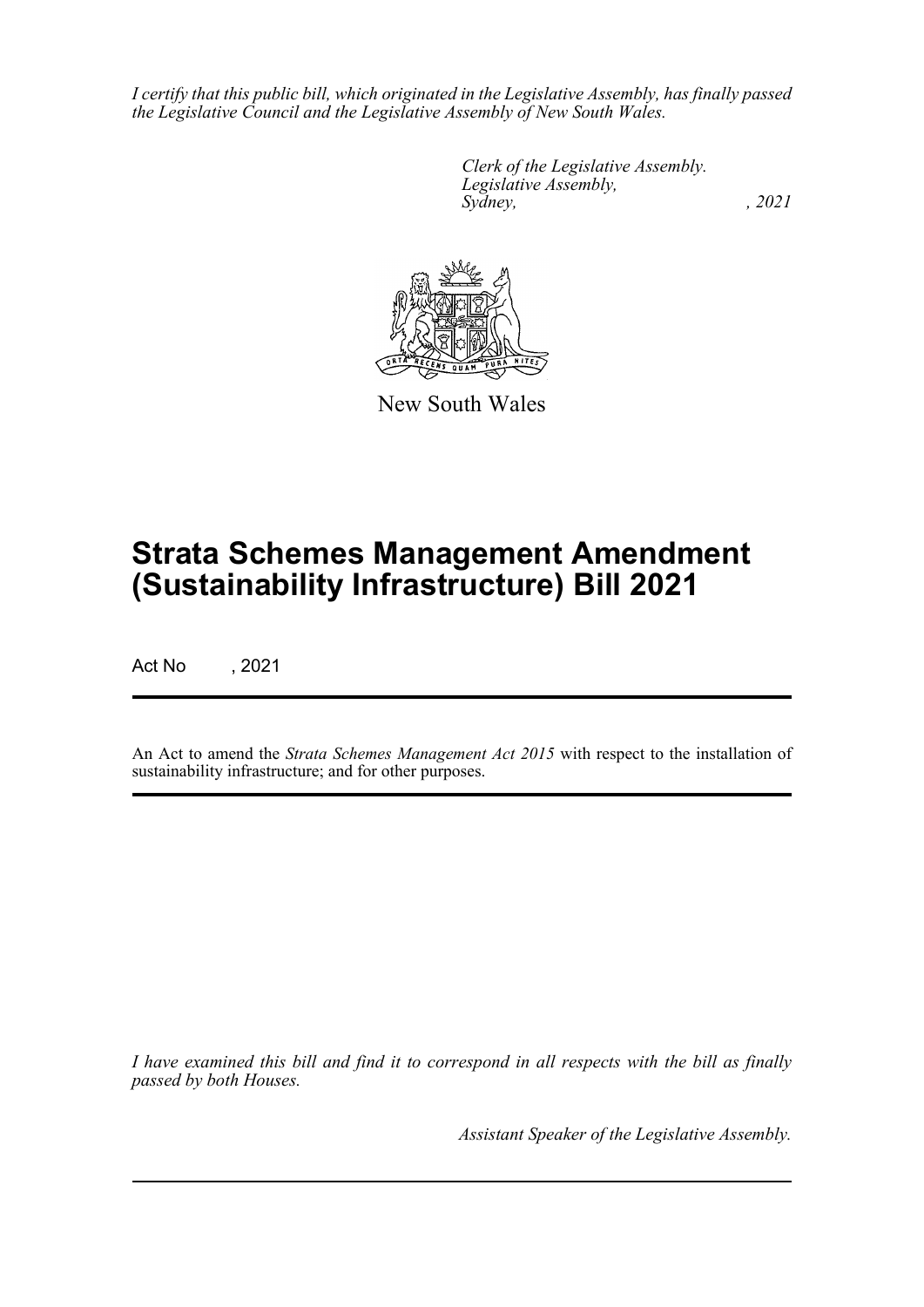*I certify that this public bill, which originated in the Legislative Assembly, has finally passed the Legislative Council and the Legislative Assembly of New South Wales.*

*Clerk of the Legislative Assembly.*
*Legislative Assembly,*
*Sydney, , 2021*

New South Wales

# Strata Schemes Management Amendment (Sustainability Infrastructure) Bill 2021

Act No , 2021

An Act to amend the *Strata Schemes Management Act 2015* with respect to the installation of sustainability infrastructure; and for other purposes.

*I have examined this bill and find it to correspond in all respects with the bill as finally passed by both Houses.*

*Assistant Speaker of the Legislative Assembly.*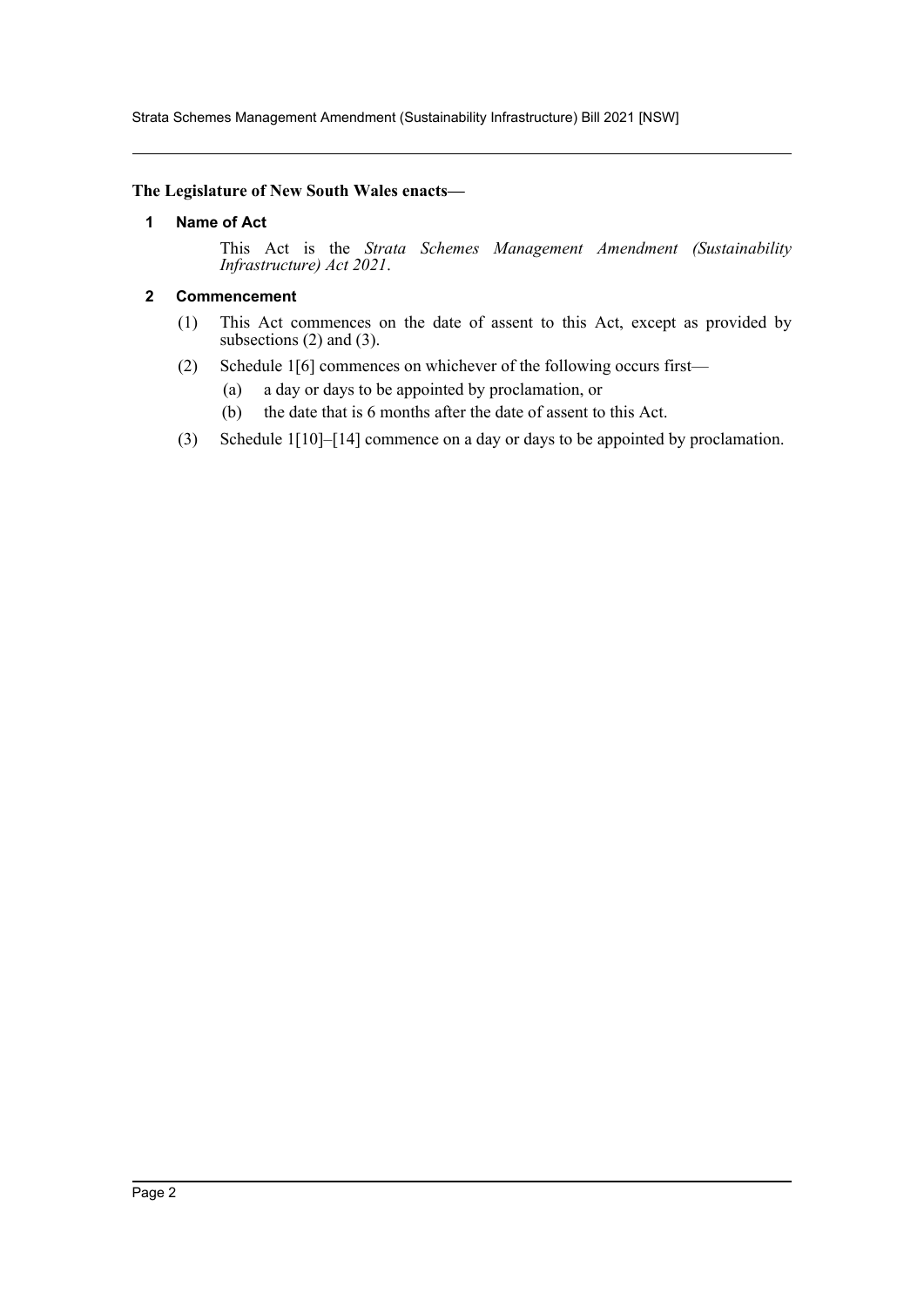**The Legislature of New South Wales enacts—**

## 1 Name of Act

This Act is the *Strata Schemes Management Amendment (Sustainability Infrastructure) Act 2021*.

## 2 Commencement

(1) This Act commences on the date of assent to this Act, except as provided by subsections (2) and (3).

(2) Schedule 1[6] commences on whichever of the following occurs first—

- (a) a day or days to be appointed by proclamation, or
- (b) the date that is 6 months after the date of assent to this Act.

(3) Schedule 1[10]–[14] commence on a day or days to be appointed by proclamation.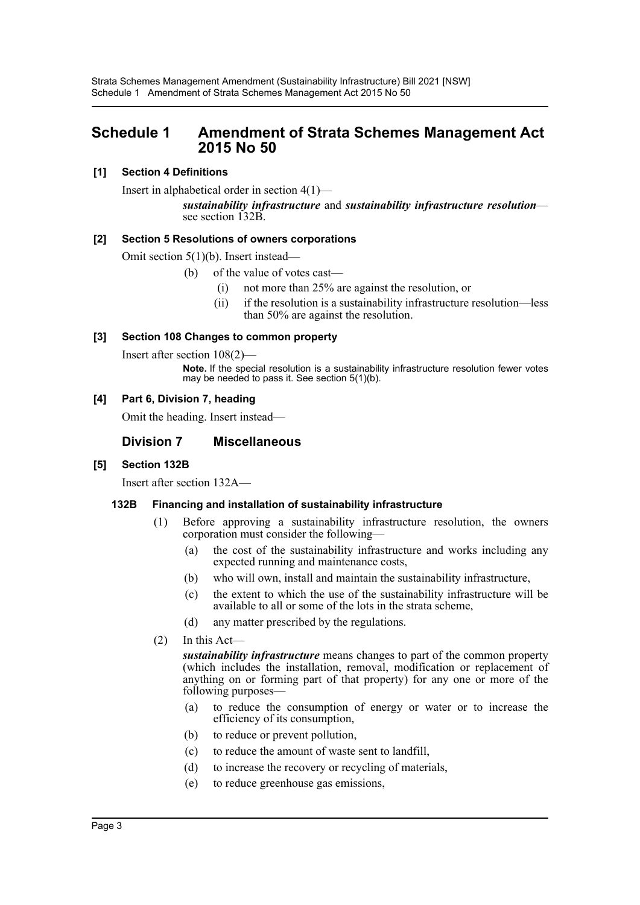# Schedule 1 Amendment of Strata Schemes Management Act 2015 No 50

**[1] Section 4 Definitions**

Insert in alphabetical order in section 4(1)—

> ***sustainability infrastructure*** and ***sustainability infrastructure resolution***—see section 132B.

**[2] Section 5 Resolutions of owners corporations**

Omit section 5(1)(b). Insert instead—

> (b) of the value of votes cast—
>
> (i) not more than 25% are against the resolution, or
>
> (ii) if the resolution is a sustainability infrastructure resolution—less than 50% are against the resolution.

**[3] Section 108 Changes to common property**

Insert after section 108(2)—

> **Note.** If the special resolution is a sustainability infrastructure resolution fewer votes may be needed to pass it. See section 5(1)(b).

**[4] Part 6, Division 7, heading**

Omit the heading. Insert instead—

## Division 7 Miscellaneous

**[5] Section 132B**

Insert after section 132A—

### 132B Financing and installation of sustainability infrastructure

(1) Before approving a sustainability infrastructure resolution, the owners corporation must consider the following—

(a) the cost of the sustainability infrastructure and works including any expected running and maintenance costs,

(b) who will own, install and maintain the sustainability infrastructure,

(c) the extent to which the use of the sustainability infrastructure will be available to all or some of the lots in the strata scheme,

(d) any matter prescribed by the regulations.

(2) In this Act—

***sustainability infrastructure*** means changes to part of the common property (which includes the installation, removal, modification or replacement of anything on or forming part of that property) for any one or more of the following purposes—

(a) to reduce the consumption of energy or water or to increase the efficiency of its consumption,

(b) to reduce or prevent pollution,

(c) to reduce the amount of waste sent to landfill,

(d) to increase the recovery or recycling of materials,

(e) to reduce greenhouse gas emissions,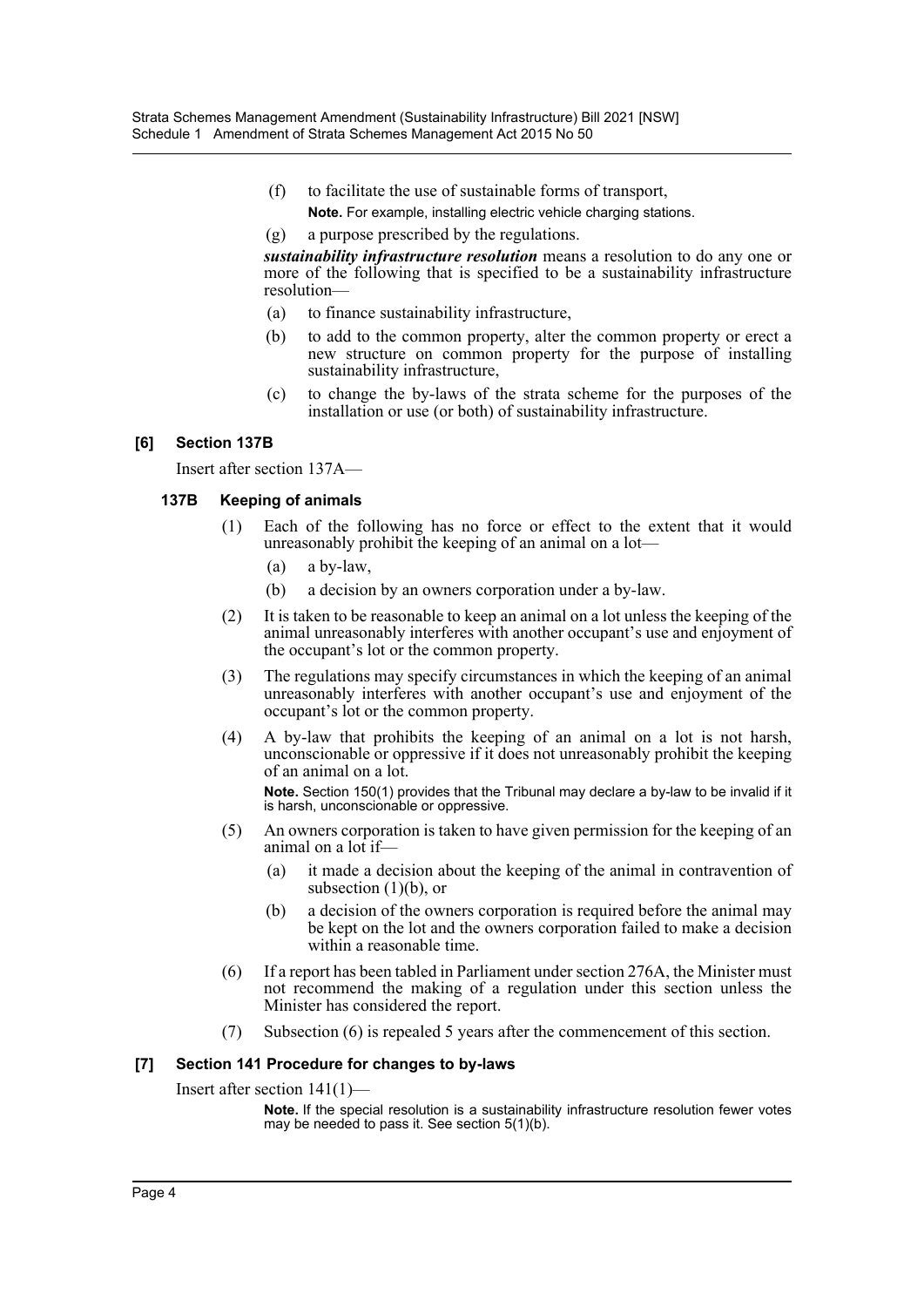(f) to facilitate the use of sustainable forms of transport,

**Note.** For example, installing electric vehicle charging stations.

(g) a purpose prescribed by the regulations.

***sustainability infrastructure resolution*** means a resolution to do any one or more of the following that is specified to be a sustainability infrastructure resolution—

(a) to finance sustainability infrastructure,

(b) to add to the common property, alter the common property or erect a new structure on common property for the purpose of installing sustainability infrastructure,

(c) to change the by-laws of the strata scheme for the purposes of the installation or use (or both) of sustainability infrastructure.

### [6] Section 137B

Insert after section 137A—

#### 137B Keeping of animals

(1) Each of the following has no force or effect to the extent that it would unreasonably prohibit the keeping of an animal on a lot—

(a) a by-law,

(b) a decision by an owners corporation under a by-law.

(2) It is taken to be reasonable to keep an animal on a lot unless the keeping of the animal unreasonably interferes with another occupant's use and enjoyment of the occupant's lot or the common property.

(3) The regulations may specify circumstances in which the keeping of an animal unreasonably interferes with another occupant's use and enjoyment of the occupant's lot or the common property.

(4) A by-law that prohibits the keeping of an animal on a lot is not harsh, unconscionable or oppressive if it does not unreasonably prohibit the keeping of an animal on a lot.

**Note.** Section 150(1) provides that the Tribunal may declare a by-law to be invalid if it is harsh, unconscionable or oppressive.

(5) An owners corporation is taken to have given permission for the keeping of an animal on a lot if—

(a) it made a decision about the keeping of the animal in contravention of subsection (1)(b), or

(b) a decision of the owners corporation is required before the animal may be kept on the lot and the owners corporation failed to make a decision within a reasonable time.

(6) If a report has been tabled in Parliament under section 276A, the Minister must not recommend the making of a regulation under this section unless the Minister has considered the report.

(7) Subsection (6) is repealed 5 years after the commencement of this section.

### [7] Section 141 Procedure for changes to by-laws

Insert after section 141(1)—

**Note.** If the special resolution is a sustainability infrastructure resolution fewer votes may be needed to pass it. See section 5(1)(b).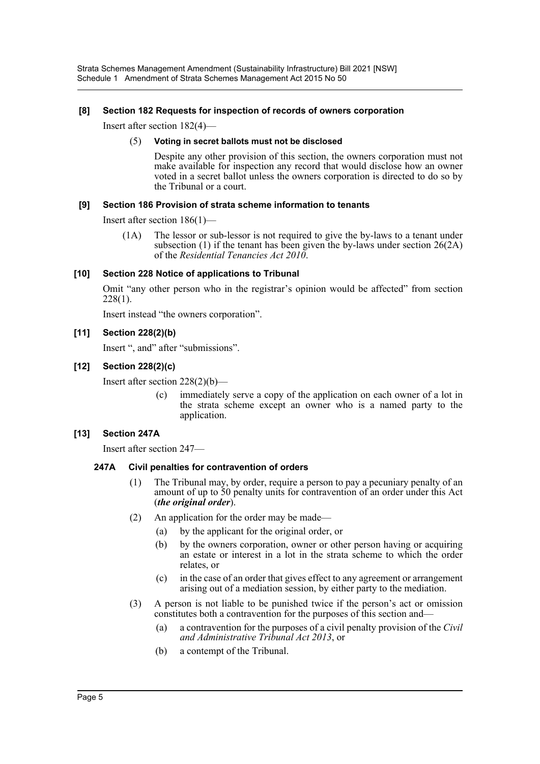### [8] Section 182 Requests for inspection of records of owners corporation

Insert after section 182(4)—

(5) **Voting in secret ballots must not be disclosed**

Despite any other provision of this section, the owners corporation must not make available for inspection any record that would disclose how an owner voted in a secret ballot unless the owners corporation is directed to do so by the Tribunal or a court.

### [9] Section 186 Provision of strata scheme information to tenants

Insert after section 186(1)—

(1A) The lessor or sub-lessor is not required to give the by-laws to a tenant under subsection (1) if the tenant has been given the by-laws under section 26(2A) of the *Residential Tenancies Act 2010*.

### [10] Section 228 Notice of applications to Tribunal

Omit "any other person who in the registrar's opinion would be affected" from section 228(1).

Insert instead "the owners corporation".

### [11] Section 228(2)(b)

Insert ", and" after "submissions".

### [12] Section 228(2)(c)

Insert after section 228(2)(b)—

(c) immediately serve a copy of the application on each owner of a lot in the strata scheme except an owner who is a named party to the application.

### [13] Section 247A

Insert after section 247—

#### 247A Civil penalties for contravention of orders

(1) The Tribunal may, by order, require a person to pay a pecuniary penalty of an amount of up to 50 penalty units for contravention of an order under this Act (***the original order***).

(2) An application for the order may be made—

(a) by the applicant for the original order, or

(b) by the owners corporation, owner or other person having or acquiring an estate or interest in a lot in the strata scheme to which the order relates, or

(c) in the case of an order that gives effect to any agreement or arrangement arising out of a mediation session, by either party to the mediation.

(3) A person is not liable to be punished twice if the person's act or omission constitutes both a contravention for the purposes of this section and—

(a) a contravention for the purposes of a civil penalty provision of the *Civil and Administrative Tribunal Act 2013*, or

(b) a contempt of the Tribunal.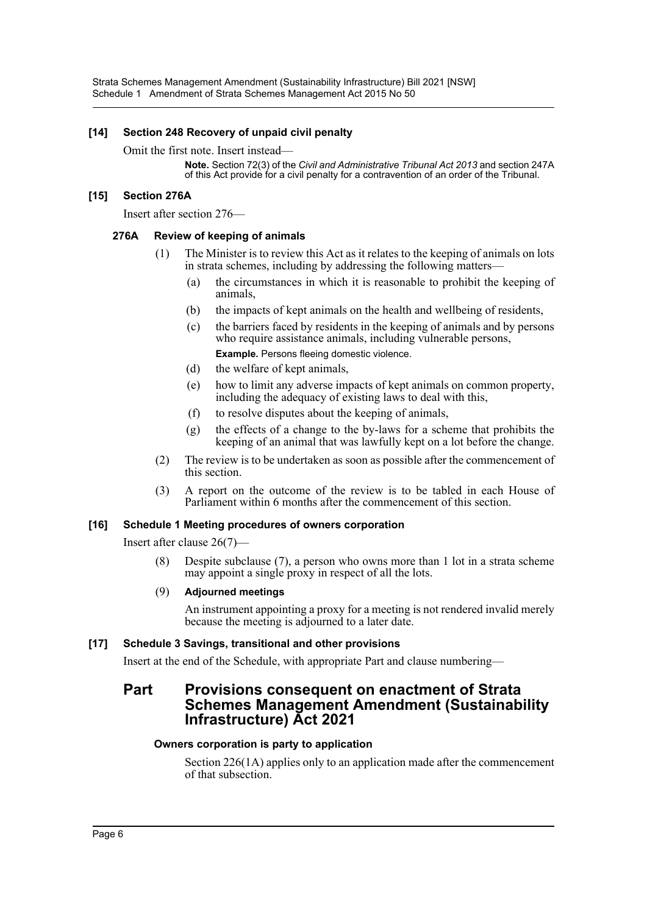### [14] Section 248 Recovery of unpaid civil penalty

Omit the first note. Insert instead—

> **Note.** Section 72(3) of the *Civil and Administrative Tribunal Act 2013* and section 247A of this Act provide for a civil penalty for a contravention of an order of the Tribunal.

### [15] Section 276A

Insert after section 276—

#### 276A Review of keeping of animals

(1) The Minister is to review this Act as it relates to the keeping of animals on lots in strata schemes, including by addressing the following matters—

- (a) the circumstances in which it is reasonable to prohibit the keeping of animals,
- (b) the impacts of kept animals on the health and wellbeing of residents,
- (c) the barriers faced by residents in the keeping of animals and by persons who require assistance animals, including vulnerable persons,

  **Example.** Persons fleeing domestic violence.
- (d) the welfare of kept animals,
- (e) how to limit any adverse impacts of kept animals on common property, including the adequacy of existing laws to deal with this,
- (f) to resolve disputes about the keeping of animals,
- (g) the effects of a change to the by-laws for a scheme that prohibits the keeping of an animal that was lawfully kept on a lot before the change.

(2) The review is to be undertaken as soon as possible after the commencement of this section.

(3) A report on the outcome of the review is to be tabled in each House of Parliament within 6 months after the commencement of this section.

### [16] Schedule 1 Meeting procedures of owners corporation

Insert after clause 26(7)—

(8) Despite subclause (7), a person who owns more than 1 lot in a strata scheme may appoint a single proxy in respect of all the lots.

(9) **Adjourned meetings**

An instrument appointing a proxy for a meeting is not rendered invalid merely because the meeting is adjourned to a later date.

### [17] Schedule 3 Savings, transitional and other provisions

Insert at the end of the Schedule, with appropriate Part and clause numbering—

## Part Provisions consequent on enactment of Strata Schemes Management Amendment (Sustainability Infrastructure) Act 2021

#### Owners corporation is party to application

Section 226(1A) applies only to an application made after the commencement of that subsection.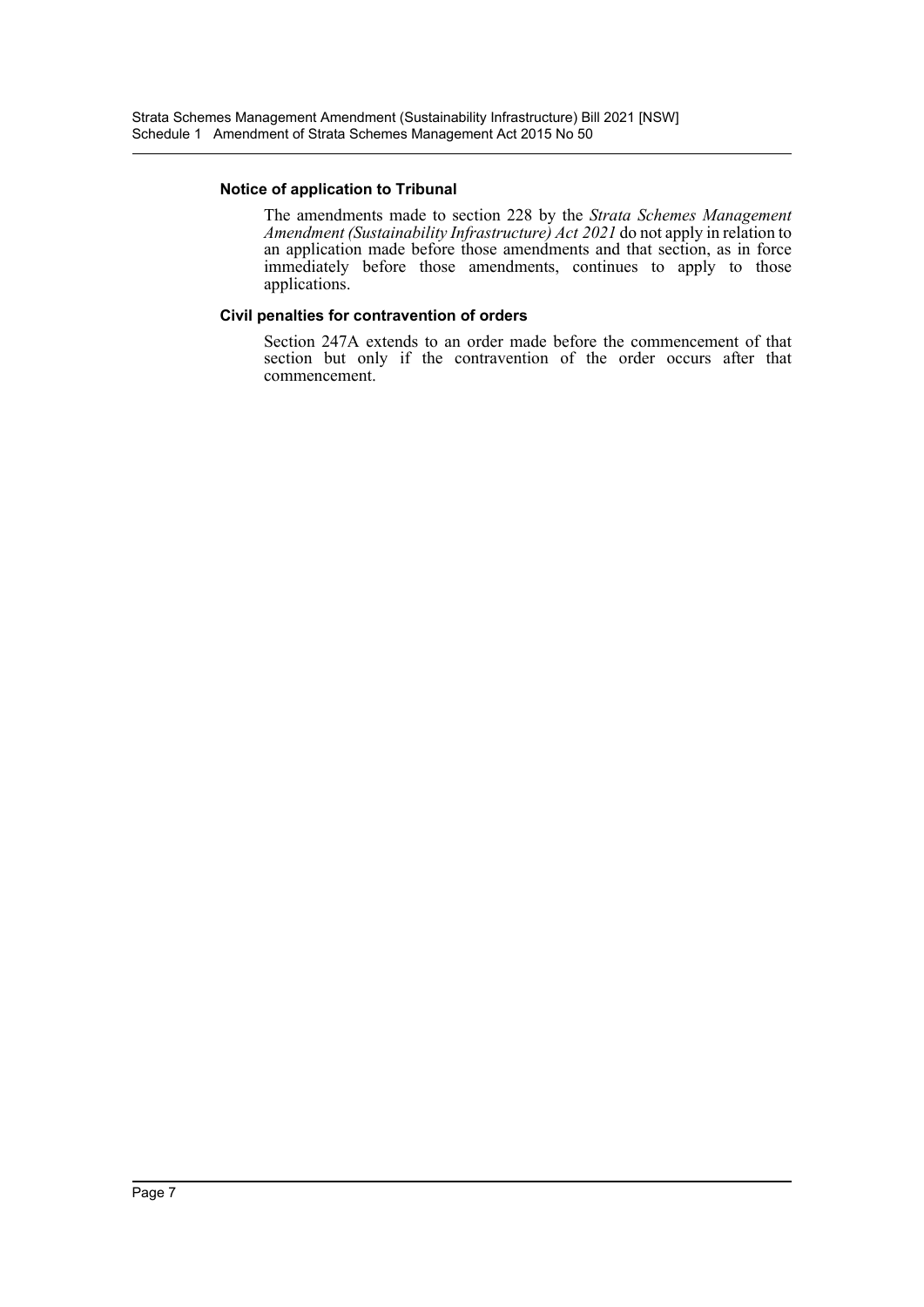#### Notice of application to Tribunal

The amendments made to section 228 by the *Strata Schemes Management Amendment (Sustainability Infrastructure) Act 2021* do not apply in relation to an application made before those amendments and that section, as in force immediately before those amendments, continues to apply to those applications.

#### Civil penalties for contravention of orders

Section 247A extends to an order made before the commencement of that section but only if the contravention of the order occurs after that commencement.